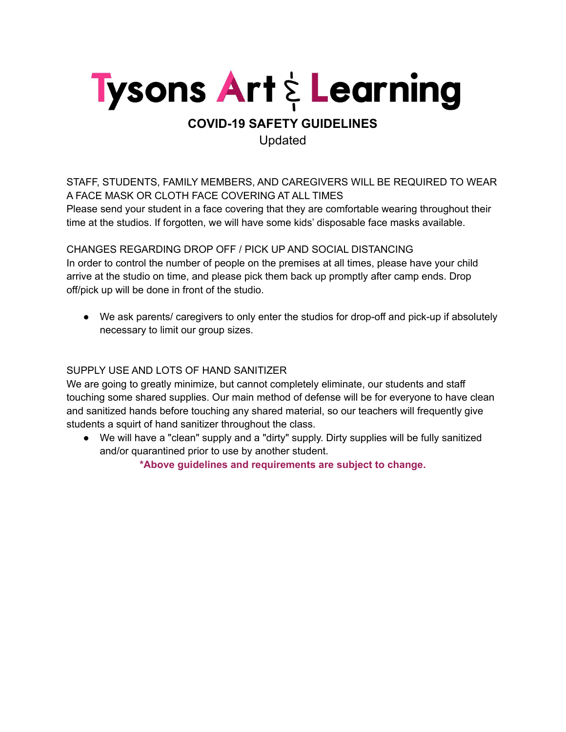# Tysons Art & Learning

## COVID-19 SAFETY GUIDELINES

Updated

STAFF, STUDENTS, FAMILY MEMBERS, AND CAREGIVERS WILL BE REQUIRED TO WEAR A FACE MASK OR CLOTH FACE COVERING AT ALL TIMES

Please send your student in a face covering that they are comfortable wearing throughout their time at the studios. If forgotten, we will have some kids' disposable face masks available.

CHANGES REGARDING DROP OFF / PICK UP AND SOCIAL DISTANCING

In order to control the number of people on the premises at all times, please have your child arrive at the studio on time, and please pick them back up promptly after camp ends. Drop off/pick up will be done in front of the studio.

- We ask parents/ caregivers to only enter the studios for drop-off and pick-up if absolutely necessary to limit our group sizes.

SUPPLY USE AND LOTS OF HAND SANITIZER

We are going to greatly minimize, but cannot completely eliminate, our students and staff touching some shared supplies. Our main method of defense will be for everyone to have clean and sanitized hands before touching any shared material, so our teachers will frequently give students a squirt of hand sanitizer throughout the class.

- We will have a "clean" supply and a "dirty" supply. Dirty supplies will be fully sanitized and/or quarantined prior to use by another student.

**\*Above guidelines and requirements are subject to change.**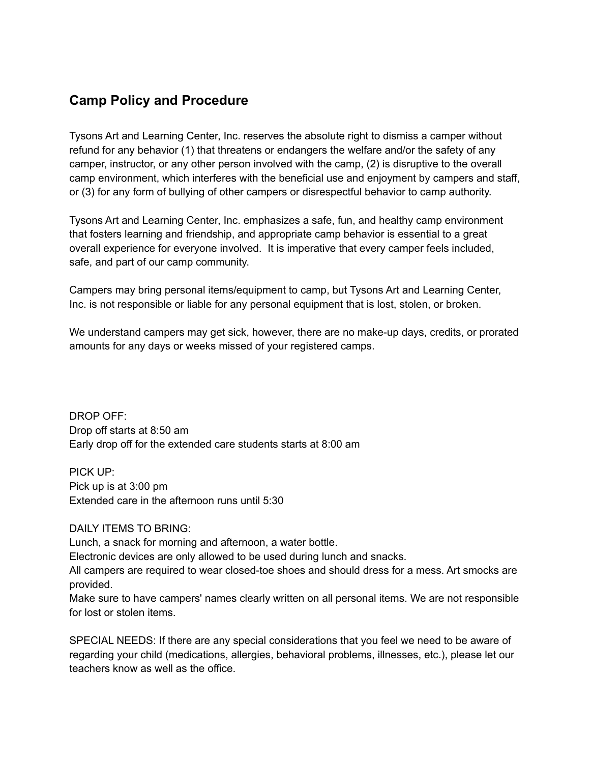## Camp Policy and Procedure

Tysons Art and Learning Center, Inc. reserves the absolute right to dismiss a camper without refund for any behavior (1) that threatens or endangers the welfare and/or the safety of any camper, instructor, or any other person involved with the camp, (2) is disruptive to the overall camp environment, which interferes with the beneficial use and enjoyment by campers and staff, or (3) for any form of bullying of other campers or disrespectful behavior to camp authority.

Tysons Art and Learning Center, Inc. emphasizes a safe, fun, and healthy camp environment that fosters learning and friendship, and appropriate camp behavior is essential to a great overall experience for everyone involved. It is imperative that every camper feels included, safe, and part of our camp community.

Campers may bring personal items/equipment to camp, but Tysons Art and Learning Center, Inc. is not responsible or liable for any personal equipment that is lost, stolen, or broken.

We understand campers may get sick, however, there are no make-up days, credits, or prorated amounts for any days or weeks missed of your registered camps.

DROP OFF:
Drop off starts at 8:50 am
Early drop off for the extended care students starts at 8:00 am

PICK UP:
Pick up is at 3:00 pm
Extended care in the afternoon runs until 5:30

DAILY ITEMS TO BRING:
Lunch, a snack for morning and afternoon, a water bottle.
Electronic devices are only allowed to be used during lunch and snacks.
All campers are required to wear closed-toe shoes and should dress for a mess. Art smocks are provided.
Make sure to have campers' names clearly written on all personal items. We are not responsible for lost or stolen items.

SPECIAL NEEDS: If there are any special considerations that you feel we need to be aware of regarding your child (medications, allergies, behavioral problems, illnesses, etc.), please let our teachers know as well as the office.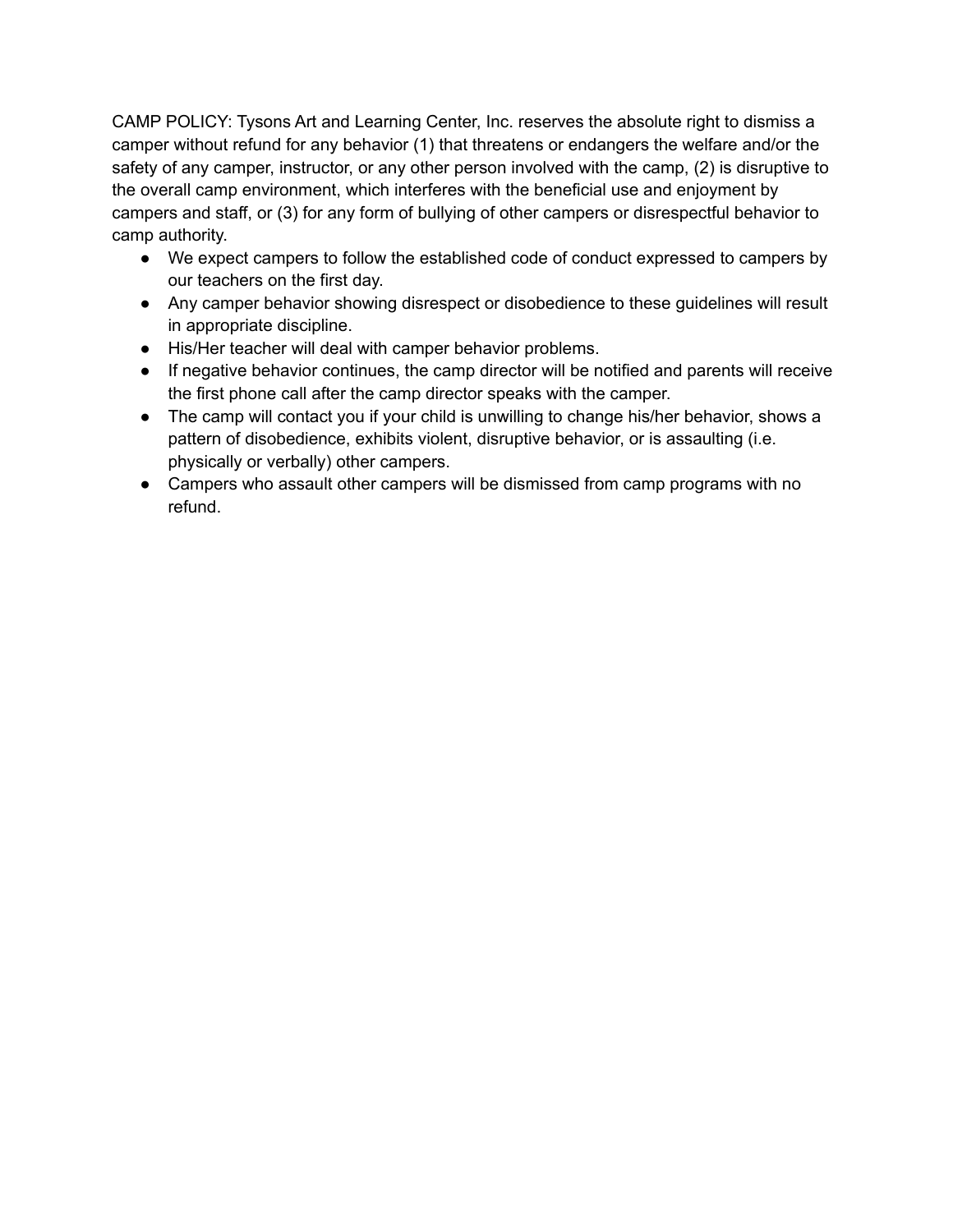CAMP POLICY: Tysons Art and Learning Center, Inc. reserves the absolute right to dismiss a camper without refund for any behavior (1) that threatens or endangers the welfare and/or the safety of any camper, instructor, or any other person involved with the camp, (2) is disruptive to the overall camp environment, which interferes with the beneficial use and enjoyment by campers and staff, or (3) for any form of bullying of other campers or disrespectful behavior to camp authority.

- We expect campers to follow the established code of conduct expressed to campers by our teachers on the first day.
- Any camper behavior showing disrespect or disobedience to these guidelines will result in appropriate discipline.
- His/Her teacher will deal with camper behavior problems.
- If negative behavior continues, the camp director will be notified and parents will receive the first phone call after the camp director speaks with the camper.
- The camp will contact you if your child is unwilling to change his/her behavior, shows a pattern of disobedience, exhibits violent, disruptive behavior, or is assaulting (i.e. physically or verbally) other campers.
- Campers who assault other campers will be dismissed from camp programs with no refund.